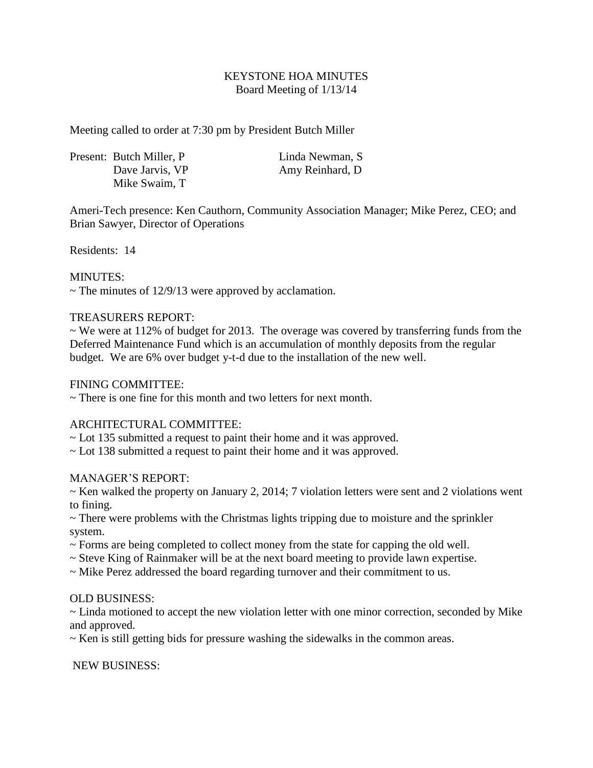# KEYSTONE HOA MINUTES

Board Meeting of 1/13/14

Meeting called to order at 7:30 pm by President Butch Miller

Present: Butch Miller, P
Dave Jarvis, VP
Mike Swaim, T
Linda Newman, S
Amy Reinhard, D

Ameri-Tech presence: Ken Cauthorn, Community Association Manager; Mike Perez, CEO; and Brian Sawyer, Director of Operations

Residents: 14

MINUTES:

~ The minutes of 12/9/13 were approved by acclamation.

TREASURERS REPORT:

~ We were at 112% of budget for 2013. The overage was covered by transferring funds from the Deferred Maintenance Fund which is an accumulation of monthly deposits from the regular budget. We are 6% over budget y-t-d due to the installation of the new well.

FINING COMMITTEE:

~ There is one fine for this month and two letters for next month.

ARCHITECTURAL COMMITTEE:

~ Lot 135 submitted a request to paint their home and it was approved.

~ Lot 138 submitted a request to paint their home and it was approved.

MANAGER'S REPORT:

~ Ken walked the property on January 2, 2014; 7 violation letters were sent and 2 violations went to fining.

~ There were problems with the Christmas lights tripping due to moisture and the sprinkler system.

~ Forms are being completed to collect money from the state for capping the old well.

~ Steve King of Rainmaker will be at the next board meeting to provide lawn expertise.

~ Mike Perez addressed the board regarding turnover and their commitment to us.

OLD BUSINESS:

~ Linda motioned to accept the new violation letter with one minor correction, seconded by Mike and approved.

~ Ken is still getting bids for pressure washing the sidewalks in the common areas.

NEW BUSINESS: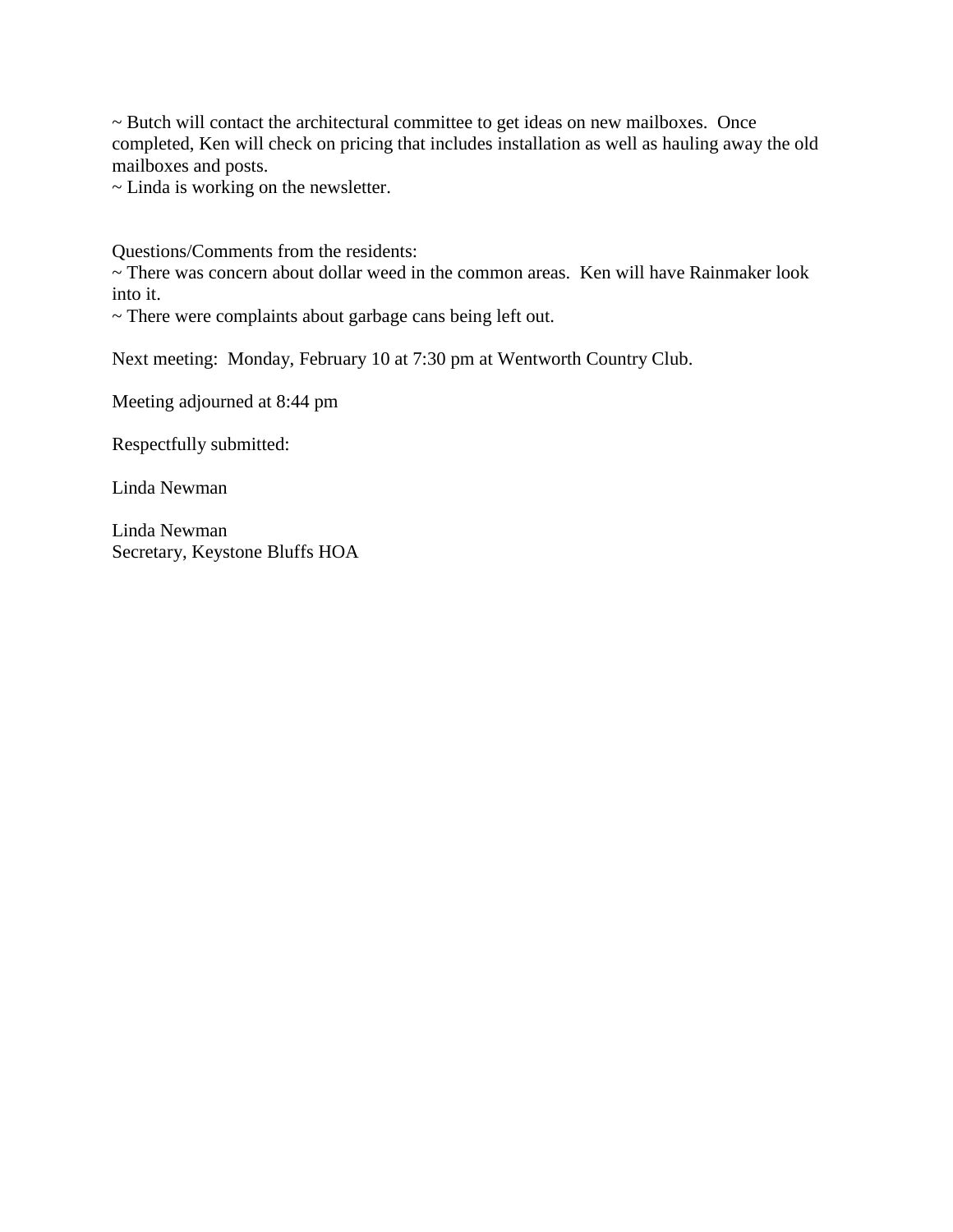~ Butch will contact the architectural committee to get ideas on new mailboxes. Once completed, Ken will check on pricing that includes installation as well as hauling away the old mailboxes and posts.
~ Linda is working on the newsletter.

Questions/Comments from the residents:
~ There was concern about dollar weed in the common areas. Ken will have Rainmaker look into it.
~ There were complaints about garbage cans being left out.

Next meeting: Monday, February 10 at 7:30 pm at Wentworth Country Club.

Meeting adjourned at 8:44 pm

Respectfully submitted:

Linda Newman

Linda Newman
Secretary, Keystone Bluffs HOA